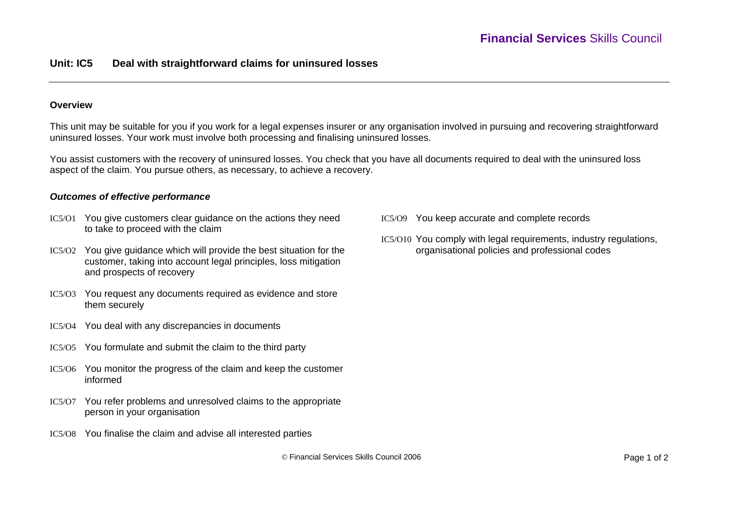# Unit: IC5 Deal with straightforward claims for uninsured losses

## Overview

This unit may be suitable for you if you work for a legal expenses insurer or any organisation involved in pursuing and recovering straightforward uninsured losses. Your work must involve both processing and finalising uninsured losses.

You assist customers with the recovery of uninsured losses. You check that you have all documents required to deal with the uninsured loss aspect of the claim. You pursue others, as necessary, to achieve a recovery.

### *Outcomes of effective performance*

- IC5/O1 You give customers clear guidance on the actions they need to take to proceed with the claim
- IC5/O2 You give guidance which will provide the best situation for the customer, taking into account legal principles, loss mitigation and prospects of recovery
- IC5/O3 You request any documents required as evidence and store them securely
- IC5/O4 You deal with any discrepancies in documents
- IC5/O5 You formulate and submit the claim to the third party
- IC5/O6 You monitor the progress of the claim and keep the customer informed
- IC5/O7 You refer problems and unresolved claims to the appropriate person in your organisation
- IC5/O8 You finalise the claim and advise all interested parties
- IC5/O9 You keep accurate and complete records
- IC5/O10 You comply with legal requirements, industry regulations, organisational policies and professional codes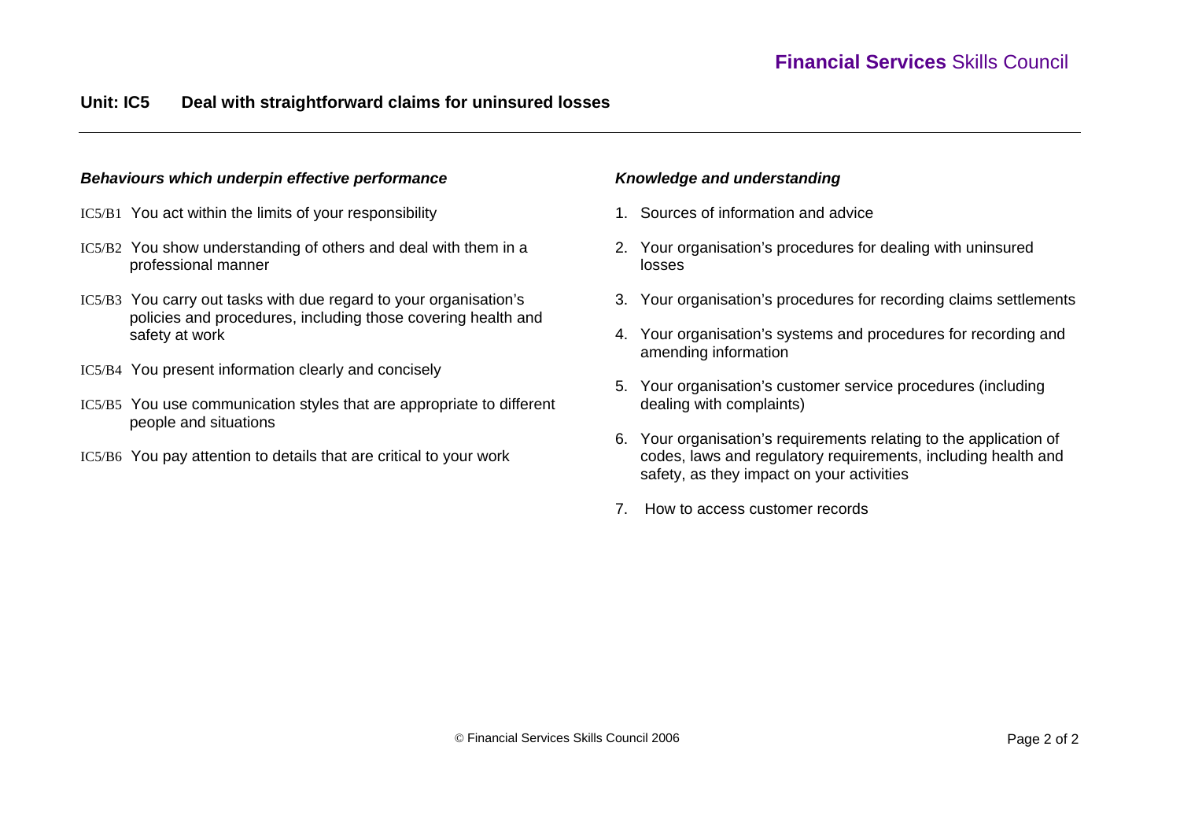## Unit: IC5 Deal with straightforward claims for uninsured losses

***Behaviours which underpin effective performance***

- IC5/B1 You act within the limits of your responsibility
- IC5/B2 You show understanding of others and deal with them in a professional manner
- IC5/B3 You carry out tasks with due regard to your organisation's policies and procedures, including those covering health and safety at work
- IC5/B4 You present information clearly and concisely
- IC5/B5 You use communication styles that are appropriate to different people and situations
- IC5/B6 You pay attention to details that are critical to your work

***Knowledge and understanding***

1. Sources of information and advice
2. Your organisation's procedures for dealing with uninsured losses
3. Your organisation's procedures for recording claims settlements
4. Your organisation's systems and procedures for recording and amending information
5. Your organisation's customer service procedures (including dealing with complaints)
6. Your organisation's requirements relating to the application of codes, laws and regulatory requirements, including health and safety, as they impact on your activities
7. How to access customer records